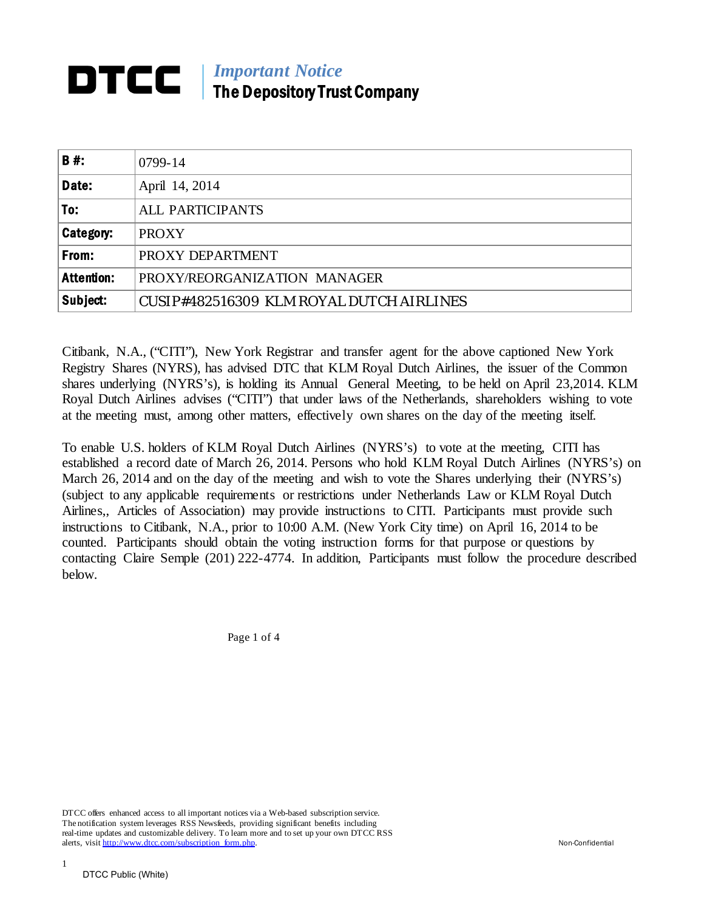# DTCC

***Important Notice***
**The Depository Trust Company**

| **B #:** | 0799-14 |
|---|---|
| **Date:** | April 14, 2014 |
| **To:** | ALL PARTICIPANTS |
| **Category:** | PROXY |
| **From:** | PROXY DEPARTMENT |
| **Attention:** | PROXY/REORGANIZATION MANAGER |
| **Subject:** | CUSIP#482516309 KLM ROYAL DUTCH AIRLINES |

Citibank, N.A., ("CITI"), New York Registrar and transfer agent for the above captioned New York Registry Shares (NYRS), has advised DTC that KLM Royal Dutch Airlines, the issuer of the Common shares underlying (NYRS's), is holding its Annual General Meeting, to be held on April 23,2014. KLM Royal Dutch Airlines advises ("CITI") that under laws of the Netherlands, shareholders wishing to vote at the meeting must, among other matters, effectively own shares on the day of the meeting itself.

To enable U.S. holders of KLM Royal Dutch Airlines (NYRS's) to vote at the meeting, CITI has established a record date of March 26, 2014. Persons who hold KLM Royal Dutch Airlines (NYRS's) on March 26, 2014 and on the day of the meeting and wish to vote the Shares underlying their (NYRS's) (subject to any applicable requirements or restrictions under Netherlands Law or KLM Royal Dutch Airlines,, Articles of Association) may provide instructions to CITI. Participants must provide such instructions to Citibank, N.A., prior to 10:00 A.M. (New York City time) on April 16, 2014 to be counted. Participants should obtain the voting instruction forms for that purpose or questions by contacting Claire Semple (201) 222-4774. In addition, Participants must follow the procedure described below.

DTCC offers enhanced access to all important notices via a Web-based subscription service. The notification system leverages RSS Newsfeeds, providing significant benefits including real-time updates and customizable delivery. To learn more and to set up your own DTCC RSS alerts, visit http://www.dtcc.com/subscription_form.php.

Non-Confidential

DTCC Public (White)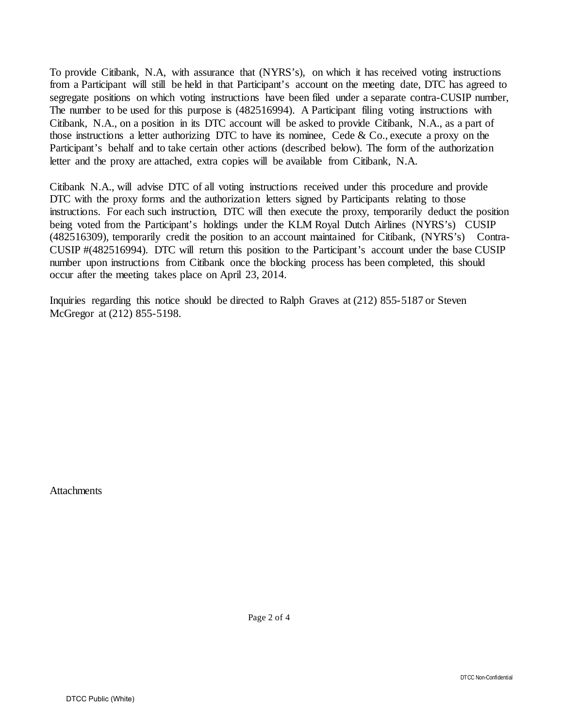To provide Citibank, N.A, with assurance that (NYRS's), on which it has received voting instructions from a Participant will still be held in that Participant's account on the meeting date, DTC has agreed to segregate positions on which voting instructions have been filed under a separate contra-CUSIP number, The number to be used for this purpose is (482516994). A Participant filing voting instructions with Citibank, N.A., on a position in its DTC account will be asked to provide Citibank, N.A., as a part of those instructions a letter authorizing DTC to have its nominee, Cede & Co., execute a proxy on the Participant's behalf and to take certain other actions (described below). The form of the authorization letter and the proxy are attached, extra copies will be available from Citibank, N.A.

Citibank N.A., will advise DTC of all voting instructions received under this procedure and provide DTC with the proxy forms and the authorization letters signed by Participants relating to those instructions. For each such instruction, DTC will then execute the proxy, temporarily deduct the position being voted from the Participant's holdings under the KLM Royal Dutch Airlines (NYRS's) CUSIP (482516309), temporarily credit the position to an account maintained for Citibank, (NYRS's) Contra-CUSIP #(482516994). DTC will return this position to the Participant's account under the base CUSIP number upon instructions from Citibank once the blocking process has been completed, this should occur after the meeting takes place on April 23, 2014.

Inquiries regarding this notice should be directed to Ralph Graves at (212) 855-5187 or Steven McGregor at (212) 855-5198.

Attachments

DTCC Non-Confidential

DTCC Public (White)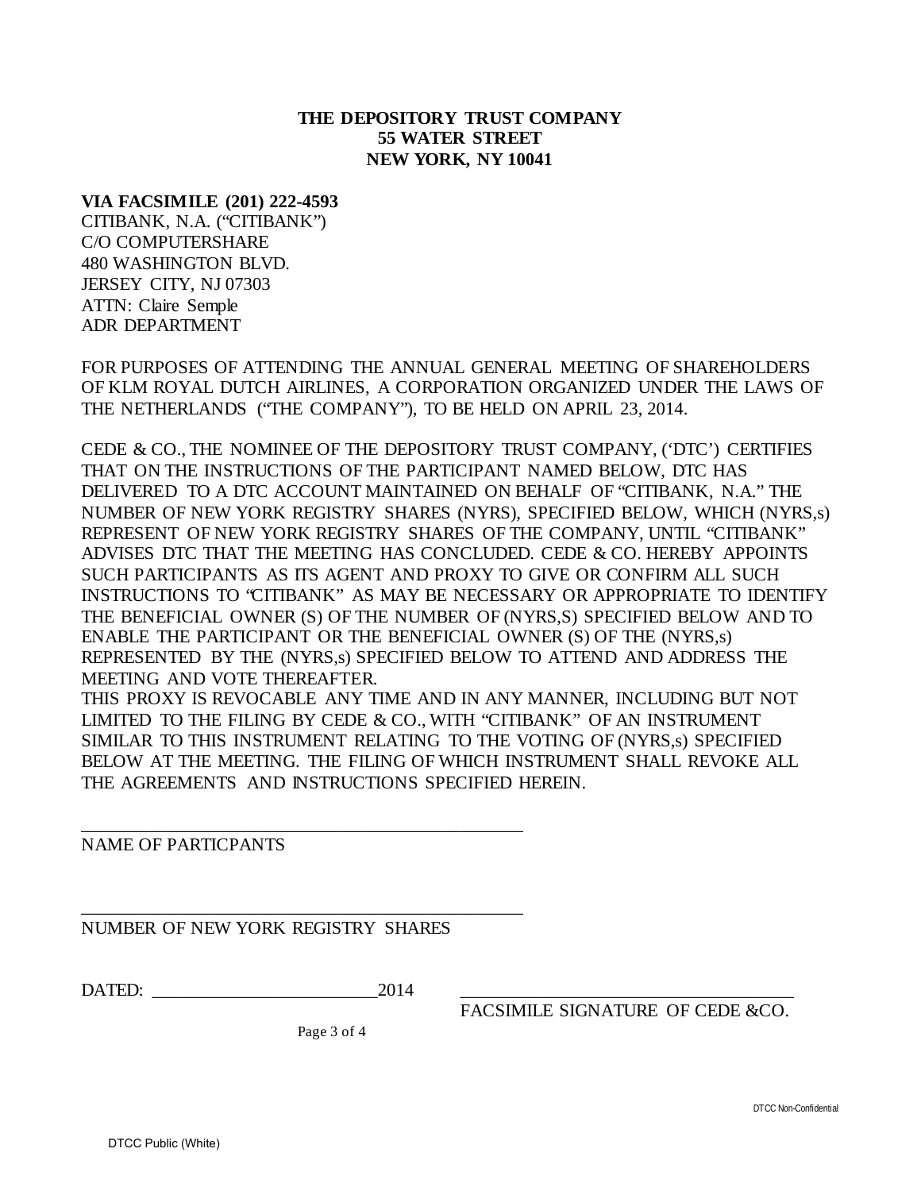**THE DEPOSITORY TRUST COMPANY**
**55 WATER STREET**
**NEW YORK, NY 10041**

**VIA FACSIMILE (201) 222-4593**
CITIBANK, N.A. ("CITIBANK")
C/O COMPUTERSHARE
480 WASHINGTON BLVD.
JERSEY CITY, NJ 07303
ATTN: Claire Semple
ADR DEPARTMENT

FOR PURPOSES OF ATTENDING THE ANNUAL GENERAL MEETING OF SHAREHOLDERS OF KLM ROYAL DUTCH AIRLINES, A CORPORATION ORGANIZED UNDER THE LAWS OF THE NETHERLANDS ("THE COMPANY"), TO BE HELD ON APRIL 23, 2014.

CEDE & CO., THE NOMINEE OF THE DEPOSITORY TRUST COMPANY, ('DTC') CERTIFIES THAT ON THE INSTRUCTIONS OF THE PARTICIPANT NAMED BELOW, DTC HAS DELIVERED TO A DTC ACCOUNT MAINTAINED ON BEHALF OF "CITIBANK, N.A." THE NUMBER OF NEW YORK REGISTRY SHARES (NYRS), SPECIFIED BELOW, WHICH (NYRS,s) REPRESENT OF NEW YORK REGISTRY SHARES OF THE COMPANY, UNTIL "CITIBANK" ADVISES DTC THAT THE MEETING HAS CONCLUDED. CEDE & CO. HEREBY APPOINTS SUCH PARTICIPANTS AS ITS AGENT AND PROXY TO GIVE OR CONFIRM ALL SUCH INSTRUCTIONS TO "CITIBANK" AS MAY BE NECESSARY OR APPROPRIATE TO IDENTIFY THE BENEFICIAL OWNER (S) OF THE NUMBER OF (NYRS,S) SPECIFIED BELOW AND TO ENABLE THE PARTICIPANT OR THE BENEFICIAL OWNER (S) OF THE (NYRS,s) REPRESENTED BY THE (NYRS,s) SPECIFIED BELOW TO ATTEND AND ADDRESS THE MEETING AND VOTE THEREAFTER.
THIS PROXY IS REVOCABLE ANY TIME AND IN ANY MANNER, INCLUDING BUT NOT LIMITED TO THE FILING BY CEDE & CO., WITH "CITIBANK" OF AN INSTRUMENT SIMILAR TO THIS INSTRUMENT RELATING TO THE VOTING OF (NYRS,s) SPECIFIED BELOW AT THE MEETING. THE FILING OF WHICH INSTRUMENT SHALL REVOKE ALL THE AGREEMENTS AND INSTRUCTIONS SPECIFIED HEREIN.

\_\_\_\_\_\_\_\_\_\_\_\_\_\_\_\_\_\_\_\_\_\_\_\_\_\_\_\_\_\_\_\_\_\_\_\_\_\_\_\_\_\_\_\_
NAME OF PARTICPANTS

\_\_\_\_\_\_\_\_\_\_\_\_\_\_\_\_\_\_\_\_\_\_\_\_\_\_\_\_\_\_\_\_\_\_\_\_\_\_\_\_\_\_\_\_
NUMBER OF NEW YORK REGISTRY SHARES

DATED: \_\_\_\_\_\_\_\_\_\_\_\_\_\_\_\_\_\_\_\_\_\_\_\_2014

\_\_\_\_\_\_\_\_\_\_\_\_\_\_\_\_\_\_\_\_\_\_\_\_\_\_\_\_\_\_\_\_\_\_\_\_
FACSIMILE SIGNATURE OF CEDE &CO.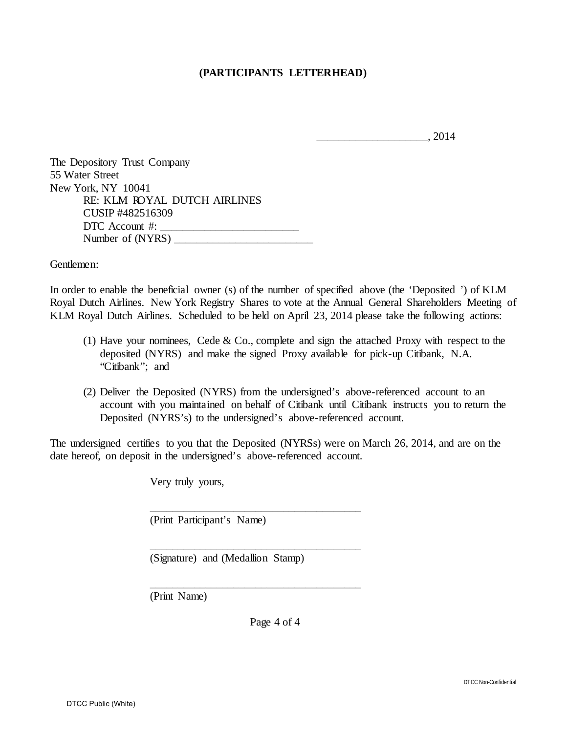**(PARTICIPANTS LETTERHEAD)**

____________________, 2014

The Depository Trust Company
55 Water Street
New York, NY 10041

RE: KLM ROYAL DUTCH AIRLINES
CUSIP #482516309
DTC Account #: _________________________
Number of (NYRS) _________________________

Gentlemen:

In order to enable the beneficial owner (s) of the number of specified above (the 'Deposited ') of KLM Royal Dutch Airlines. New York Registry Shares to vote at the Annual General Shareholders Meeting of KLM Royal Dutch Airlines. Scheduled to be held on April 23, 2014 please take the following actions:

(1) Have your nominees, Cede & Co., complete and sign the attached Proxy with respect to the deposited (NYRS) and make the signed Proxy available for pick-up Citibank, N.A. "Citibank"; and

(2) Deliver the Deposited (NYRS) from the undersigned's above-referenced account to an account with you maintained on behalf of Citibank until Citibank instructs you to return the Deposited (NYRS's) to the undersigned's above-referenced account.

The undersigned certifies to you that the Deposited (NYRSs) were on March 26, 2014, and are on the date hereof, on deposit in the undersigned's above-referenced account.

Very truly yours,

_______________________________________
(Print Participant's Name)

_______________________________________
(Signature) and (Medallion Stamp)

_______________________________________
(Print Name)

DTCC Non-Confidential

DTCC Public (White)